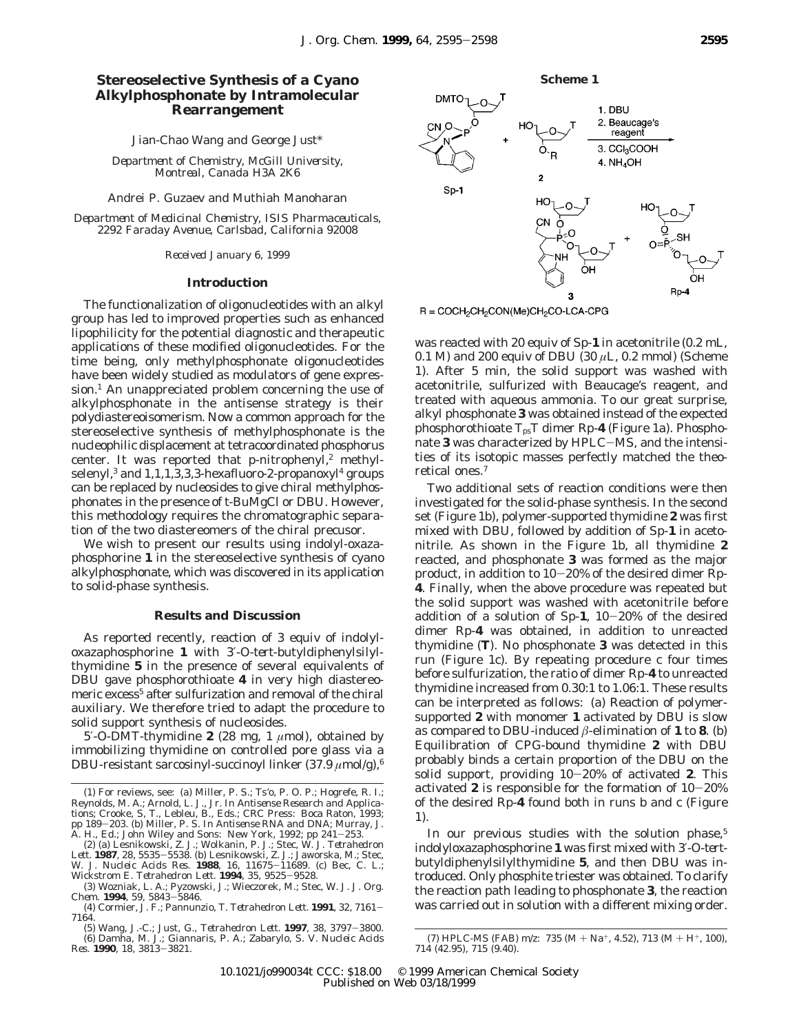# Stereoselective Synthesis of a Cyano Alkylphosphonate by Intramolecular Rearrangement

Jian-Chao Wang and George Just*

*Department of Chemistry, McGill University, Montreal, Canada H3A 2K6*

Andrei P. Guzaev and Muthiah Manoharan

*Department of Medicinal Chemistry, ISIS Pharmaceuticals, 2292 Faraday Avenue, Carlsbad, California 92008*

*Received January 6, 1999*

## Introduction

The functionalization of oligonucleotides with an alkyl group has led to improved properties such as enhanced lipophilicity for the potential diagnostic and therapeutic applications of these modified oligonucleotides. For the time being, only methylphosphonate oligonucleotides have been widely studied as modulators of gene expression.[1] An unappreciated problem concerning the use of alkylphosphonate in the antisense strategy is their polydiastereoisomerism. Now a common approach for the stereoselective synthesis of methylphosphonate is the nucleophilic displacement at tetracoordinated phosphorus center. It was reported that p-nitrophenyl,[2] methylselenyl,[3] and 1,1,1,3,3,3-hexafluoro-2-propanoxyl[4] groups can be replaced by nucleosides to give chiral methylphosphonates in the presence of t-BuMgCl or DBU. However, this methodology requires the chromatographic separation of the two diastereomers of the chiral precusor.

We wish to present our results using indolyl-oxazaphosphorine **1** in the stereoselective synthesis of cyano alkylphosphonate, which was discovered in its application to solid-phase synthesis.

## Results and Discussion

As reported recently, reaction of 3 equiv of indolyl-oxazaphosphorine **1** with 3′-*O*-*tert*-butyldiphenylsilylthymidine **5** in the presence of several equivalents of DBU gave phosphorothioate **4** in very high diastereomeric excess[5] after sulfurization and removal of the chiral auxiliary. We therefore tried to adapt the procedure to solid support synthesis of nucleosides.

5′-*O*-DMT-thymidine **2** (28 mg, 1 $\mu$mol), obtained by immobilizing thymidine on controlled pore glass via a DBU-resistant sarcosinyl-succinoyl linker (37.9 $\mu$mol/g),[6]

**Scheme 1**

DMTO, CN, Sp-**1**, + HO, O-R, **2**; 1. DBU 2. Beaucage's reagent 3. $CCl_3COOH$ 4. $NH_4OH$; **3** + Rp-**4**

R = $COCH_2CH_2CON(Me)CH_2CO$-LCA-CPG

was reacted with 20 equiv of Sp-**1** in acetonitrile (0.2 mL, 0.1 M) and 200 equiv of DBU (30 $\mu$L, 0.2 mmol) (Scheme 1). After 5 min, the solid support was washed with acetonitrile, sulfurized with Beaucage's reagent, and treated with aqueous ammonia. To our great surprise, alkyl phosphonate **3** was obtained instead of the expected phosphorothioate $T_{ps}T$ dimer Rp-**4** (Figure 1a). Phosphonate **3** was characterized by HPLC–MS, and the intensities of its isotopic masses perfectly matched the theoretical ones.[7]

Two additional sets of reaction conditions were then investigated for the solid-phase synthesis. In the second set (Figure 1b), polymer-supported thymidine **2** was first mixed with DBU, followed by addition of Sp-**1** in acetonitrile. As shown in the Figure 1b, all thymidine **2** reacted, and phosphonate **3** was formed as the major product, in addition to 10–20% of the desired dimer Rp-**4**. Finally, when the above procedure was repeated but the solid support was washed with acetonitrile before addition of a solution of Sp-**1**, 10–20% of the desired dimer Rp-**4** was obtained, in addition to unreacted thymidine (**T**). No phosphonate **3** was detected in this run (Figure 1c). By repeating procedure c four times before sulfurization, the ratio of dimer Rp-**4** to unreacted thymidine increased from 0.30:1 to 1.06:1. These results can be interpreted as follows: (a) Reaction of polymer-supported **2** with monomer **1** activated by DBU is slow as compared to DBU-induced $\beta$-elimination of **1** to **8**. (b) Equilibration of CPG-bound thymidine **2** with DBU probably binds a certain proportion of the DBU on the solid support, providing 10–20% of activated **2**. This activated **2** is responsible for the formation of 10–20% of the desired Rp-**4** found both in runs b and c (Figure 1).

In our previous studies with the solution phase,[5] indolyloxazaphosphorine **1** was first mixed with 3′-*O*-*tert*-butyldiphenylsilylthymidine **5**, and then DBU was introduced. Only phosphite triester was obtained. To clarify the reaction path leading to phosphonate **3**, the reaction was carried out in solution with a different mixing order.

---

(1) For reviews, see: (a) Miller, P. S.; Ts'o, P. O. P.; Hogrefe, R. I.; Reynolds, M. A.; Arnold, L. J., Jr. In *Antisense Research and Applications*; Crooke, S. T., Lebleu, B., Eds.; CRC Press: Boca Raton, 1993; pp 189–203. (b) Miller, P. S. In *Antisense RNA and DNA*; Murray, J. A. H., Ed.; John Wiley and Sons: New York, 1992; pp 241–253.

(2) (a) Lesnikowski, Z. J.; Wolkanin, P. J.; Stec, W. J. *Tetrahedron Lett.* **1987**, *28*, 5535–5538. (b) Lesnikowski, Z. J.; Jaworska, M.; Stec, W. J. *Nucleic Acids Res.* **1988**, *16*, 11675–11689. (c) Bec, C. L.; Wickstrom E. *Tetrahedron Lett.* **1994**, *35*, 9525–9528.

(3) Wozniak, L. A.; Pyzowski, J.; Wieczorek, M.; Stec, W. J. *J. Org. Chem.* **1994**, *59*, 5843–5846.

(4) Cormier, J. F.; Pannunzio, T. *Tetrahedron Lett.* **1991**, *32*, 7161–7164.

(5) Wang, J.-C.; Just, G., *Tetrahedron Lett.* **1997**, *38*, 3797–3800.

(6) Damha, M. J.; Giannaris, P. A.; Zabarylo, S. V. *Nucleic Acids Res.* **1990**, *18*, 3813–3821.

(7) HPLC-MS (FAB) *m/z*: 735 (M + Na+, 4.52), 713 (M + H+, 100), 714 (42.95), 715 (9.40).

10.1021/jo990034t CCC: $18.00 © 1999 American Chemical Society
Published on Web 03/18/1999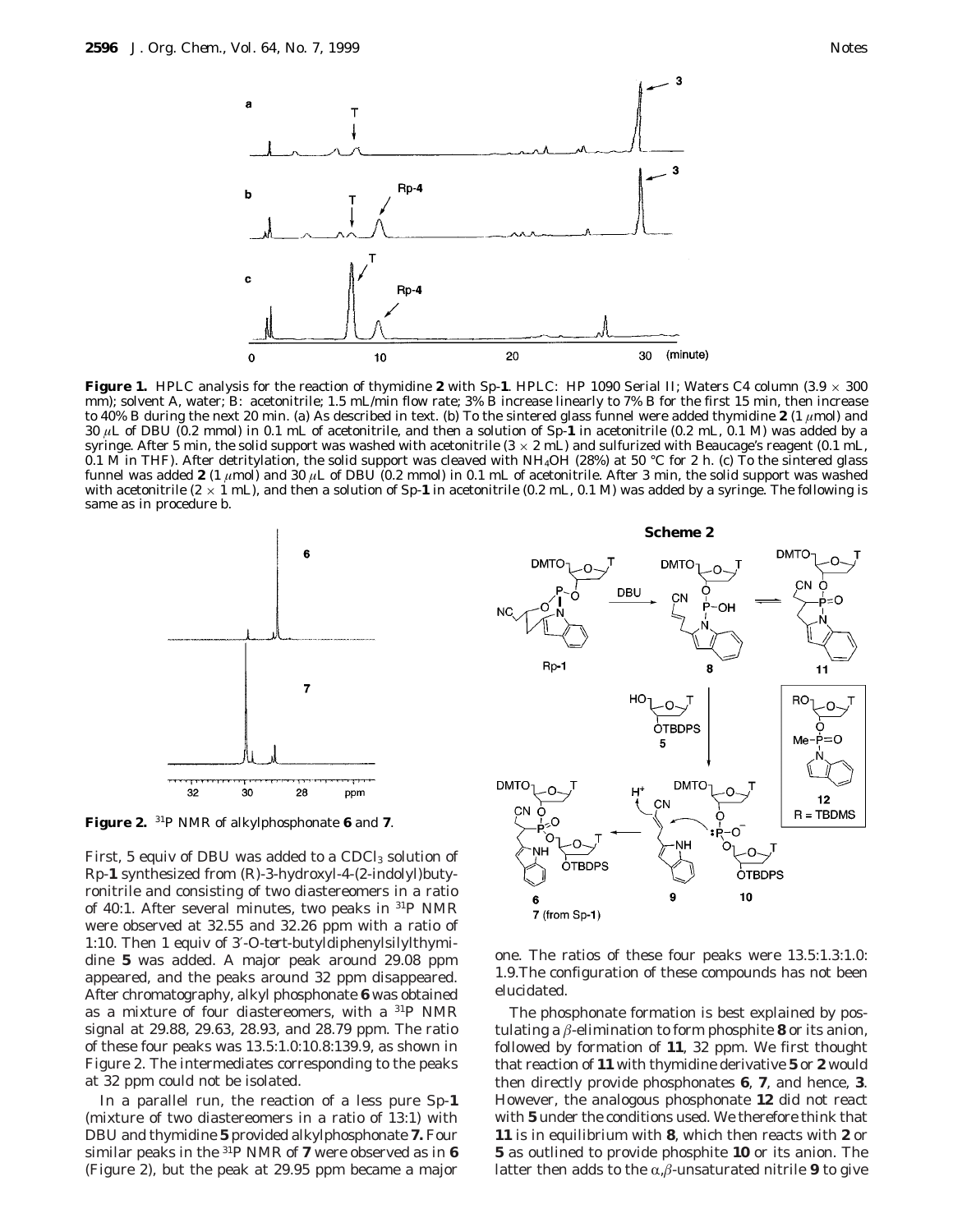a

T

3

b

T

Rp-4

3

c

T

Rp-4

0

10

20

30 (minute)

**Figure 1.** HPLC analysis for the reaction of thymidine **2** with Sp-**1**. HPLC: HP 1090 Serial II; Waters C4 column (3.9 × 300 mm); solvent A, water; B: acetonitrile; 1.5 mL/min flow rate; 3% B increase linearly to 7% B for the first 15 min, then increase to 40% B during the next 20 min. (a) As described in text. (b) To the sintered glass funnel were added thymidine **2** (1 $\mu$mol) and 30 $\mu$L of DBU (0.2 mmol) in 0.1 mL of acetonitrile, and then a solution of Sp-**1** in acetonitrile (0.2 mL, 0.1 M) was added by a syringe. After 5 min, the solid support was washed with acetonitrile (3 × 2 mL) and sulfurized with Beaucage's reagent (0.1 mL, 0.1 M in THF). After detritylation, the solid support was cleaved with $NH_4OH$ (28%) at 50 °C for 2 h. (c) To the sintered glass funnel was added **2** (1 $\mu$mol) and 30 $\mu$L of DBU (0.2 mmol) in 0.1 mL of acetonitrile. After 3 min, the solid support was washed with acetonitrile (2 × 1 mL), and then a solution of Sp-**1** in acetonitrile (0.2 mL, 0.1 M) was added by a syringe. The following is same as in procedure b.

6

7

32

30

28

ppm

**Figure 2.** $^{31}$P NMR of alkylphosphonate **6** and **7**.

**Scheme 2**

DMTO

T

NC

Rp-1

DBU

DMTO

T

CN

P–OH

8

DMTO

T

CN

P=O

11

HO

T

OTBDPS

5

RO

T

Me–P=O

12

R = TBDMS

DMTO

T

CN

P=O

NH

OTBDPS

6

7 (from Sp-1)

H⁺

CN

NH

9

DMTO

T

:P–O⁻

OTBDPS

10

First, 5 equiv of DBU was added to a $CDCl_3$ solution of Rp-**1** synthesized from (*R*)-3-hydroxyl-4-(2-indolyl)butyronitrile and consisting of two diastereomers in a ratio of 40:1. After several minutes, two peaks in $^{31}$P NMR were observed at 32.55 and 32.26 ppm with a ratio of 1:10. Then 1 equiv of 3′-*O*-*tert*-butyldiphenylsilylthymidine **5** was added. A major peak around 29.08 ppm appeared, and the peaks around 32 ppm disappeared. After chromatography, alkyl phosphonate **6** was obtained as a mixture of four diastereomers, with a $^{31}$P NMR signal at 29.88, 29.63, 28.93, and 28.79 ppm. The ratio of these four peaks was 13.5:1.0:10.8:139.9, as shown in Figure 2. The intermediates corresponding to the peaks at 32 ppm could not be isolated.

In a parallel run, the reaction of a less pure Sp-**1** (mixture of two diastereomers in a ratio of 13:1) with DBU and thymidine **5** provided alkylphosphonate **7.** Four similar peaks in the $^{31}$P NMR of **7** were observed as in **6** (Figure 2), but the peak at 29.95 ppm became a major one. The ratios of these four peaks were 13.5:1.3:1.0:1.9. The configuration of these compounds has not been elucidated.

The phosphonate formation is best explained by postulating a $\beta$-elimination to form phosphite **8** or its anion, followed by formation of **11**, 32 ppm. We first thought that reaction of **11** with thymidine derivative **5** or **2** would then directly provide phosphonates **6**, **7**, and hence, **3**. However, the analogous phosphonate **12** did not react with **5** under the conditions used. We therefore think that **11** is in equilibrium with **8**, which then reacts with **2** or **5** as outlined to provide phosphite **10** or its anion. The latter then adds to the $\alpha,\beta$-unsaturated nitrile **9** to give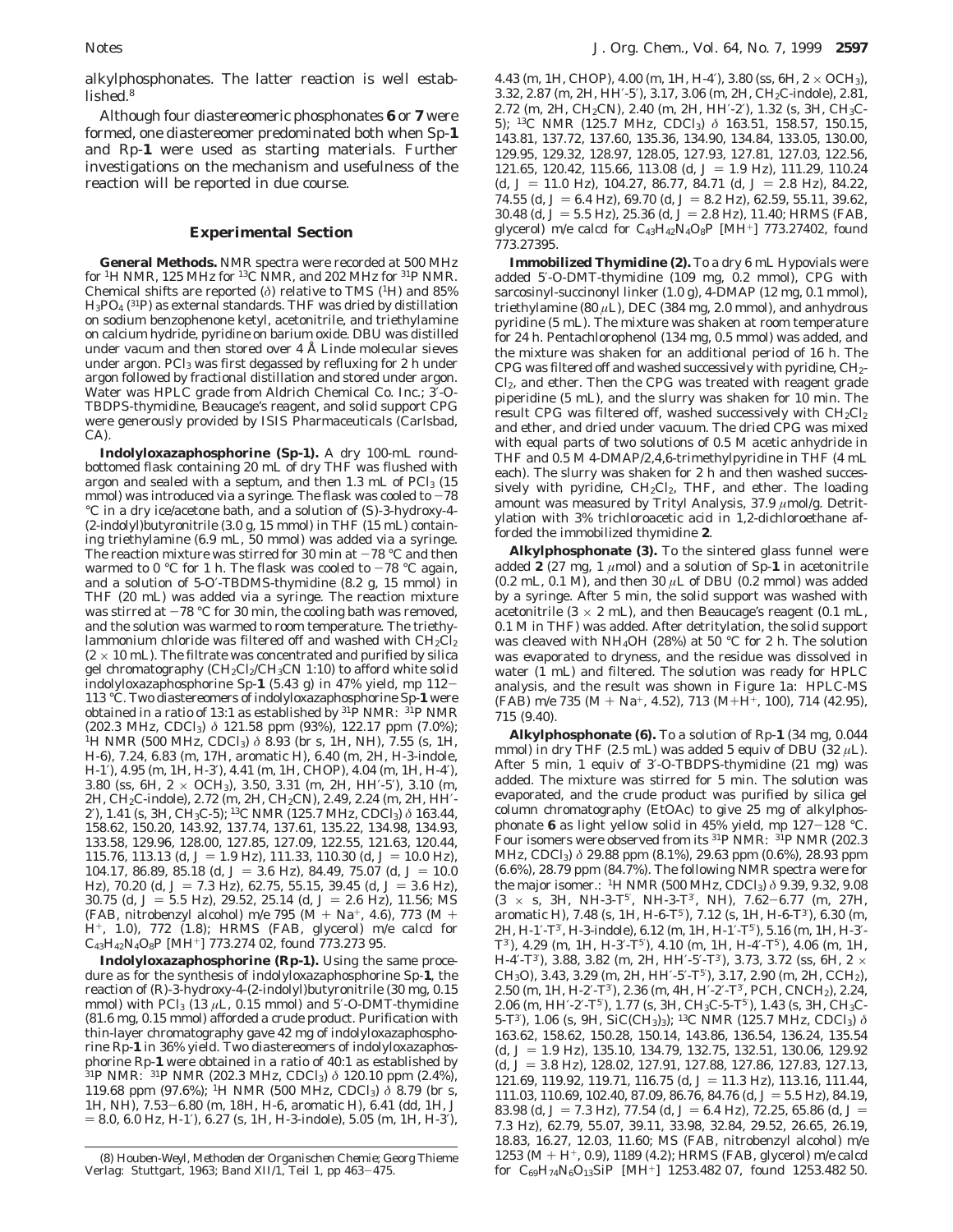alkylphosphonates. The latter reaction is well established.[8]

Although four diastereomeric phosphonates **6** or **7** were formed, one diastereomer predominated both when Sp-**1** and Rp-**1** were used as starting materials. Further investigations on the mechanism and usefulness of the reaction will be reported in due course.

## Experimental Section

**General Methods.** NMR spectra were recorded at 500 MHz for $^1$H NMR, 125 MHz for $^{13}$C NMR, and 202 MHz for $^{31}$P NMR. Chemical shifts are reported ($\delta$) relative to TMS ($^1$H) and 85% $H_3PO_4$ ($^{31}$P) as external standards. THF was dried by distillation on sodium benzophenone ketyl, acetonitrile, and triethylamine on calcium hydride, pyridine on barium oxide. DBU was distilled under vacum and then stored over 4 Å Linde molecular sieves under argon. $PCl_3$ was first degassed by refluxing for 2 h under argon followed by fractional distillation and stored under argon. Water was HPLC grade from Aldrich Chemical Co. Inc.; 3′-O-TBDPS-thymidine, Beaucage's reagent, and solid support CPG were generously provided by ISIS Pharmaceuticals (Carlsbad, CA).

**Indolyloxazaphosphorine (Sp-1).** A dry 100-mL round-bottomed flask containing 20 mL of dry THF was flushed with argon and sealed with a septum, and then 1.3 mL of $PCl_3$ (15 mmol) was introduced via a syringe. The flask was cooled to −78 °C in a dry ice/acetone bath, and a solution of (S)-3-hydroxy-4-(2-indolyl)butyronitrile (3.0 g, 15 mmol) in THF (15 mL) containing triethylamine (6.9 mL, 50 mmol) was added via a syringe. The reaction mixture was stirred for 30 min at −78 °C and then warmed to 0 °C for 1 h. The flask was cooled to −78 °C again, and a solution of 5-O′-TBDMS-thymidine (8.2 g, 15 mmol) in THF (20 mL) was added via a syringe. The reaction mixture was stirred at −78 °C for 30 min, the cooling bath was removed, and the solution was warmed to room temperature. The triethylammonium chloride was filtered off and washed with $CH_2Cl_2$ (2 × 10 mL). The filtrate was concentrated and purified by silica gel chromatography ($CH_2Cl_2$/$CH_3CN$ 1:10) to afford white solid indolyloxazaphosphorine Sp-**1** (5.43 g) in 47% yield, mp 112−113 °C. Two diastereomers of indolyloxazaphosphorine Sp-**1** were obtained in a ratio of 13:1 as established by $^{31}$P NMR: $^{31}$P NMR (202.3 MHz, $CDCl_3$) $\delta$ 121.58 ppm (93%), 122.17 ppm (7.0%); $^1$H NMR (500 MHz, $CDCl_3$) $\delta$ 8.93 (br s, 1H, NH), 7.55 (s, 1H, H-6), 7.24, 6.83 (m, 17H, aromatic H), 6.40 (m, 2H, H-3-indole, H-1′), 4.95 (m, 1H, H-3′), 4.41 (m, 1H, CHOP), 4.04 (m, 1H, H-4′), 3.80 (ss, 6H, 2 × $OCH_3$), 3.50, 3.31 (m, 2H, HH′-5′), 3.10 (m, 2H, $CH_2$C-indole), 2.72 (m, 2H, $CH_2$CN), 2.49, 2.24 (m, 2H, HH′-2′), 1.41 (s, 3H, $CH_3$C-5); $^{13}$C NMR (125.7 MHz, $CDCl_3$) $\delta$ 163.44, 158.62, 150.20, 143.92, 137.74, 137.61, 135.22, 134.98, 134.93, 133.58, 129.96, 128.00, 127.85, 127.09, 122.55, 121.63, 120.44, 115.76, 113.13 (d, $J$ = 1.9 Hz), 111.33, 110.30 (d, $J$ = 10.0 Hz), 104.17, 86.89, 85.18 (d, $J$ = 3.6 Hz), 84.49, 75.07 (d, $J$ = 10.0 Hz), 70.20 (d, $J$ = 7.3 Hz), 62.75, 55.15, 39.45 (d, $J$ = 3.6 Hz), 30.75 (d, $J$ = 5.5 Hz), 29.52, 25.14 (d, $J$ = 2.6 Hz), 11.56; MS (FAB, nitrobenzyl alcohol) m/e 795 (M + Na$^+$, 4.6), 773 (M + H$^+$, 1.0), 772 (1.8); HRMS (FAB, glycerol) m/e calcd for $C_{43}H_{42}N_4O_8P$ [MH$^+$] 773.274 02, found 773.273 95.

**Indolyloxazaphosphorine (Rp-1).** Using the same procedure as for the synthesis of indolyloxazaphosphorine Sp-**1**, the reaction of (R)-3-hydroxy-4-(2-indolyl)butyronitrile (30 mg, 0.15 mmol) with $PCl_3$ (13 $\mu$L, 0.15 mmol) and 5′-O-DMT-thymidine (81.6 mg, 0.15 mmol) afforded a crude product. Purification with thin-layer chromatography gave 42 mg of indolyloxazaphosphorine Rp-**1** in 36% yield. Two diastereomers of indolyloxazaphosphorine Rp-**1** were obtained in a ratio of 40:1 as established by $^{31}$P NMR: $^{31}$P NMR (202.3 MHz, $CDCl_3$) $\delta$ 120.10 ppm (2.4%), 119.68 ppm (97.6%); $^1$H NMR (500 MHz, $CDCl_3$) $\delta$ 8.79 (br s, 1H, NH), 7.53−6.80 (m, 18H, H-6, aromatic H), 6.41 (dd, 1H, $J$ = 8.0, 6.0 Hz, H-1′), 6.27 (s, 1H, H-3-indole), 5.05 (m, 1H, H-3′), 4.43 (m, 1H, CHOP), 4.00 (m, 1H, H-4′), 3.80 (ss, 6H, 2 × $OCH_3$), 3.32, 2.87 (m, 2H, HH′-5′), 3.17, 3.06 (m, 2H, $CH_2$C-indole), 2.81, 2.72 (m, 2H, $CH_2$CN), 2.40 (m, 2H, HH′-2′), 1.32 (s, 3H, $CH_3$C-5); $^{13}$C NMR (125.7 MHz, $CDCl_3$) $\delta$ 163.51, 158.57, 150.15, 143.81, 137.72, 137.60, 135.36, 134.90, 134.84, 133.05, 130.00, 129.95, 129.32, 128.97, 128.05, 127.93, 127.81, 127.03, 122.56, 121.65, 120.42, 115.66, 113.08 (d, $J$ = 1.9 Hz), 111.29, 110.24 (d, $J$ = 11.0 Hz), 104.27, 86.77, 84.71 (d, $J$ = 2.8 Hz), 84.22, 74.55 (d, $J$ = 6.4 Hz), 69.70 (d, $J$ = 8.2 Hz), 62.59, 55.11, 39.62, 30.48 (d, $J$ = 5.5 Hz), 25.36 (d, $J$ = 2.8 Hz), 11.40; HRMS (FAB, glycerol) m/e calcd for $C_{43}H_{42}N_4O_8P$ [MH$^+$] 773.27402, found 773.27395.

**Immobilized Thymidine (2).** To a dry 6 mL Hypovials were added 5′-O-DMT-thymidine (109 mg, 0.2 mmol), CPG with sarcosinyl-succinonyl linker (1.0 g), 4-DMAP (12 mg, 0.1 mmol), triethylamine (80 $\mu$L), DEC (384 mg, 2.0 mmol), and anhydrous pyridine (5 mL). The mixture was shaken at room temperature for 24 h. Pentachlorophenol (134 mg, 0.5 mmol) was added, and the mixture was shaken for an additional period of 16 h. The CPG was filtered off and washed successively with pyridine, $CH_2Cl_2$, and ether. Then the CPG was treated with reagent grade piperidine (5 mL), and the slurry was shaken for 10 min. The result CPG was filtered off, washed successively with $CH_2Cl_2$ and ether, and dried under vacuum. The dried CPG was mixed with equal parts of two solutions of 0.5 M acetic anhydride in THF and 0.5 M 4-DMAP/2,4,6-trimethylpyridine in THF (4 mL each). The slurry was shaken for 2 h and then washed successively with pyridine, $CH_2Cl_2$, THF, and ether. The loading amount was measured by Trityl Analysis, 37.9 $\mu$mol/g. Detritylation with 3% trichloroacetic acid in 1,2-dichloroethane afforded the immobilized thymidine **2**.

**Alkylphosphonate (3).** To the sintered glass funnel were added **2** (27 mg, 1 $\mu$mol) and a solution of Sp-**1** in acetonitrile (0.2 mL, 0.1 M), and then 30 $\mu$L of DBU (0.2 mmol) was added by a syringe. After 5 min, the solid support was washed with acetonitrile (3 × 2 mL), and then Beaucage's reagent (0.1 mL, 0.1 M in THF) was added. After detritylation, the solid support was cleaved with $NH_4OH$ (28%) at 50 °C for 2 h. The solution was evaporated to dryness, and the residue was dissolved in water (1 mL) and filtered. The solution was ready for HPLC analysis, and the result was shown in Figure 1a: HPLC-MS (FAB) m/e 735 (M + Na$^+$, 4.52), 713 (M+H$^+$, 100), 714 (42.95), 715 (9.40).

**Alkylphosphonate (6).** To a solution of Rp-**1** (34 mg, 0.044 mmol) in dry THF (2.5 mL) was added 5 equiv of DBU (32 $\mu$L). After 5 min, 1 equiv of 3′-O-TBDPS-thymidine (21 mg) was added. The mixture was stirred for 5 min. The solution was evaporated, and the crude product was purified by silica gel column chromatography (EtOAc) to give 25 mg of alkylphosphonate **6** as light yellow solid in 45% yield, mp 127−128 °C. Four isomers were observed from its $^{31}$P NMR: $^{31}$P NMR (202.3 MHz, $CDCl_3$) $\delta$ 29.88 ppm (8.1%), 29.63 ppm (0.6%), 28.93 ppm (6.6%), 28.79 ppm (84.7%). The following NMR spectra were for the major isomer.: $^1$H NMR (500 MHz, $CDCl_3$) $\delta$ 9.39, 9.32, 9.08 (3 × s, 3H, NH-3-T$^{5'}$, NH-3-T$^{3'}$, NH), 7.62−6.77 (m, 27H, aromatic H), 7.48 (s, 1H, H-6-T$^{5'}$), 7.12 (s, 1H, H-6-T$^{3'}$), 6.30 (m, 2H, H-1′-T$^{3'}$, H-3-indole), 6.12 (m, 1H, H-1′-T$^{5'}$), 5.16 (m, 1H, H-3′-T$^{3'}$), 4.29 (m, 1H, H-3′-T$^{5'}$), 4.10 (m, 1H, H-4′-T$^{5'}$), 4.06 (m, 1H, H-4′-T$^{3'}$), 3.88, 3.82 (m, 2H, HH′-5′-T$^{3'}$), 3.73, 3.72 (ss, 6H, 2 × $CH_3$O), 3.43, 3.29 (m, 2H, HH′-5′-T$^{5'}$), 3.17, 2.90 (m, 2H, $CCH_2$), 2.50 (m, 1H, H-2′-T$^{3'}$), 2.36 (m, 4H, H′-2′-T$^{3'}$, PCH, $CNCH_2$), 2.24, 2.06 (m, HH′-2′-T$^{5'}$), 1.77 (s, 3H, $CH_3$C-5-T$^{5'}$), 1.43 (s, 3H, $CH_3$C-5-T$^{3'}$), 1.06 (s, 9H, SiC($CH_3$)$_3$); $^{13}$C NMR (125.7 MHz, $CDCl_3$) $\delta$ 163.62, 158.62, 150.28, 150.14, 143.86, 136.54, 136.24, 135.54 (d, $J$ = 1.9 Hz), 135.10, 134.79, 132.75, 132.51, 130.06, 129.92 (d, $J$ = 3.8 Hz), 128.02, 127.91, 127.88, 127.86, 127.83, 127.13, 121.69, 119.92, 119.71, 116.75 (d, $J$ = 11.3 Hz), 113.16, 111.44, 111.03, 110.69, 102.40, 87.09, 86.76, 84.76 (d, $J$ = 5.5 Hz), 84.19, 83.98 (d, $J$ = 7.3 Hz), 77.54 (d, $J$ = 6.4 Hz), 72.25, 65.86 (d, $J$ = 7.3 Hz), 62.79, 55.07, 39.11, 33.98, 32.84, 29.52, 26.65, 26.19, 18.83, 16.27, 12.03, 11.60; MS (FAB, nitrobenzyl alcohol) m/e 1253 (M + H$^+$, 0.9), 1189 (4.2); HRMS (FAB, glycerol) m/e calcd for $C_{69}H_{74}N_6O_{13}SiP$ [MH$^+$] 1253.482 07, found 1253.482 50.

(8) Houben-Weyl, *Methoden der Organischen Chemie*; Georg Thieme Verlag: Stuttgart, 1963; Band XII/1, Teil 1, pp 463−475.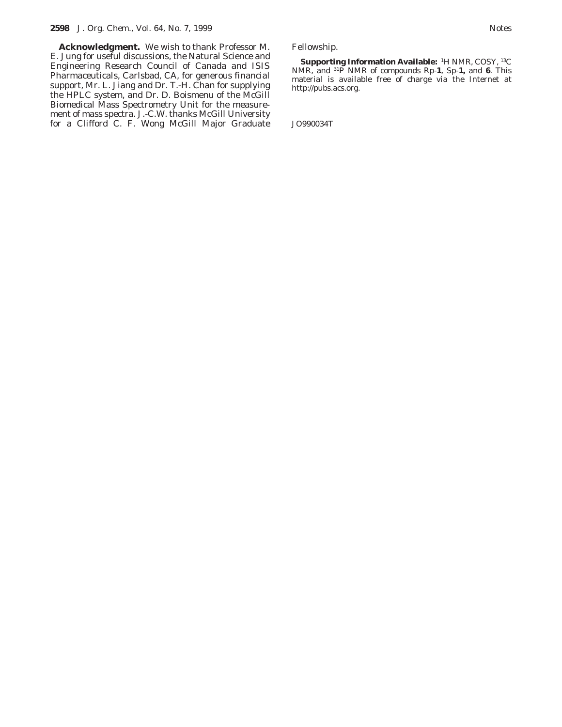**Acknowledgment.** We wish to thank Professor M. E. Jung for useful discussions, the Natural Science and Engineering Research Council of Canada and ISIS Pharmaceuticals, Carlsbad, CA, for generous financial support, Mr. L. Jiang and Dr. T.-H. Chan for supplying the HPLC system, and Dr. D. Boismenu of the McGill Biomedical Mass Spectrometry Unit for the measurement of mass spectra. J.-C.W. thanks McGill University for a Clifford C. F. Wong McGill Major Graduate Fellowship.

**Supporting Information Available:** $^{1}$H NMR, COSY, $^{13}$C NMR, and $^{31}$P NMR of compounds Rp-**1**, Sp-**1,** and **6**. This material is available free of charge via the Internet at http://pubs.acs.org.

JO990034T